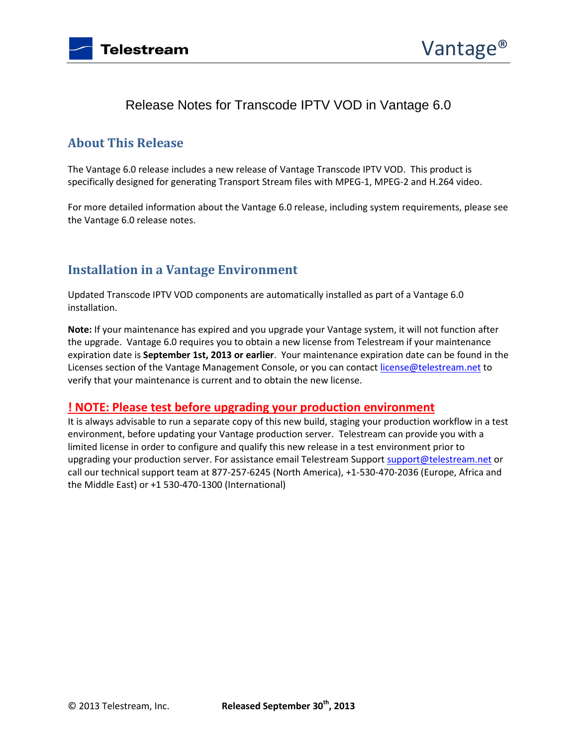# Release Notes for Transcode IPTV VOD in Vantage 6.0

## About This Release

The Vantage 6.0 release includes a new release of Vantage Transcode IPTV VOD. This product is specifically designed for generating Transport Stream files with MPEG-1, MPEG-2 and H.264 video.

For more detailed information about the Vantage 6.0 release, including system requirements, please see the Vantage 6.0 release notes.

## Installation in a Vantage Environment

Updated Transcode IPTV VOD components are automatically installed as part of a Vantage 6.0 installation.

**Note:** If your maintenance has expired and you upgrade your Vantage system, it will not function after the upgrade. Vantage 6.0 requires you to obtain a new license from Telestream if your maintenance expiration date is **September 1st, 2013 or earlier**. Your maintenance expiration date can be found in the Licenses section of the Vantage Management Console, or you can contact license@telestream.net to verify that your maintenance is current and to obtain the new license.

### ! NOTE: Please test before upgrading your production environment

It is always advisable to run a separate copy of this new build, staging your production workflow in a test environment, before updating your Vantage production server. Telestream can provide you with a limited license in order to configure and qualify this new release in a test environment prior to upgrading your production server. For assistance email Telestream Support support@telestream.net or call our technical support team at 877-257-6245 (North America), +1-530-470-2036 (Europe, Africa and the Middle East) or +1 530-470-1300 (International)

© 2013 Telestream, Inc. **Released September 30th, 2013**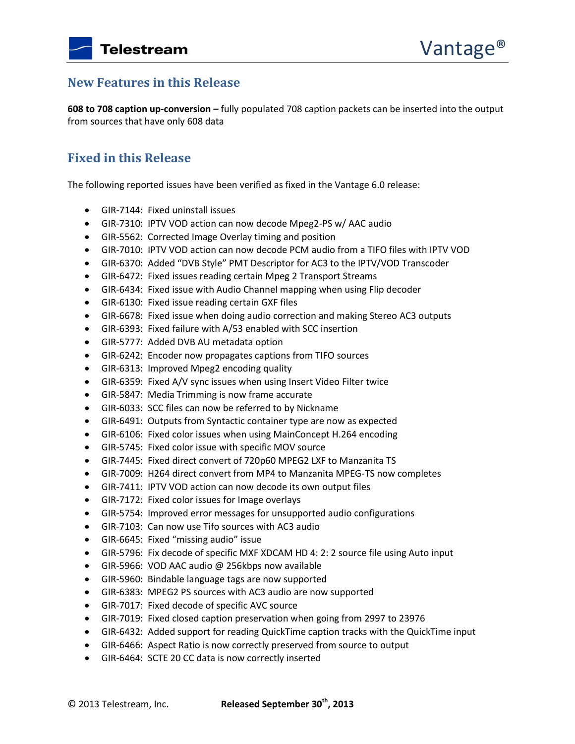## New Features in this Release

**608 to 708 caption up-conversion –** fully populated 708 caption packets can be inserted into the output from sources that have only 608 data

## Fixed in this Release

The following reported issues have been verified as fixed in the Vantage 6.0 release:

- GIR-7144: Fixed uninstall issues
- GIR-7310: IPTV VOD action can now decode Mpeg2-PS w/ AAC audio
- GIR-5562: Corrected Image Overlay timing and position
- GIR-7010: IPTV VOD action can now decode PCM audio from a TIFO files with IPTV VOD
- GIR-6370: Added "DVB Style" PMT Descriptor for AC3 to the IPTV/VOD Transcoder
- GIR-6472: Fixed issues reading certain Mpeg 2 Transport Streams
- GIR-6434: Fixed issue with Audio Channel mapping when using Flip decoder
- GIR-6130: Fixed issue reading certain GXF files
- GIR-6678: Fixed issue when doing audio correction and making Stereo AC3 outputs
- GIR-6393: Fixed failure with A/53 enabled with SCC insertion
- GIR-5777: Added DVB AU metadata option
- GIR-6242: Encoder now propagates captions from TIFO sources
- GIR-6313: Improved Mpeg2 encoding quality
- GIR-6359: Fixed A/V sync issues when using Insert Video Filter twice
- GIR-5847: Media Trimming is now frame accurate
- GIR-6033: SCC files can now be referred to by Nickname
- GIR-6491: Outputs from Syntactic container type are now as expected
- GIR-6106: Fixed color issues when using MainConcept H.264 encoding
- GIR-5745: Fixed color issue with specific MOV source
- GIR-7445: Fixed direct convert of 720p60 MPEG2 LXF to Manzanita TS
- GIR-7009: H264 direct convert from MP4 to Manzanita MPEG-TS now completes
- GIR-7411: IPTV VOD action can now decode its own output files
- GIR-7172: Fixed color issues for Image overlays
- GIR-5754: Improved error messages for unsupported audio configurations
- GIR-7103: Can now use Tifo sources with AC3 audio
- GIR-6645: Fixed "missing audio" issue
- GIR-5796: Fix decode of specific MXF XDCAM HD 4: 2: 2 source file using Auto input
- GIR-5966: VOD AAC audio @ 256kbps now available
- GIR-5960: Bindable language tags are now supported
- GIR-6383: MPEG2 PS sources with AC3 audio are now supported
- GIR-7017: Fixed decode of specific AVC source
- GIR-7019: Fixed closed caption preservation when going from 2997 to 23976
- GIR-6432: Added support for reading QuickTime caption tracks with the QuickTime input
- GIR-6466: Aspect Ratio is now correctly preserved from source to output
- GIR-6464: SCTE 20 CC data is now correctly inserted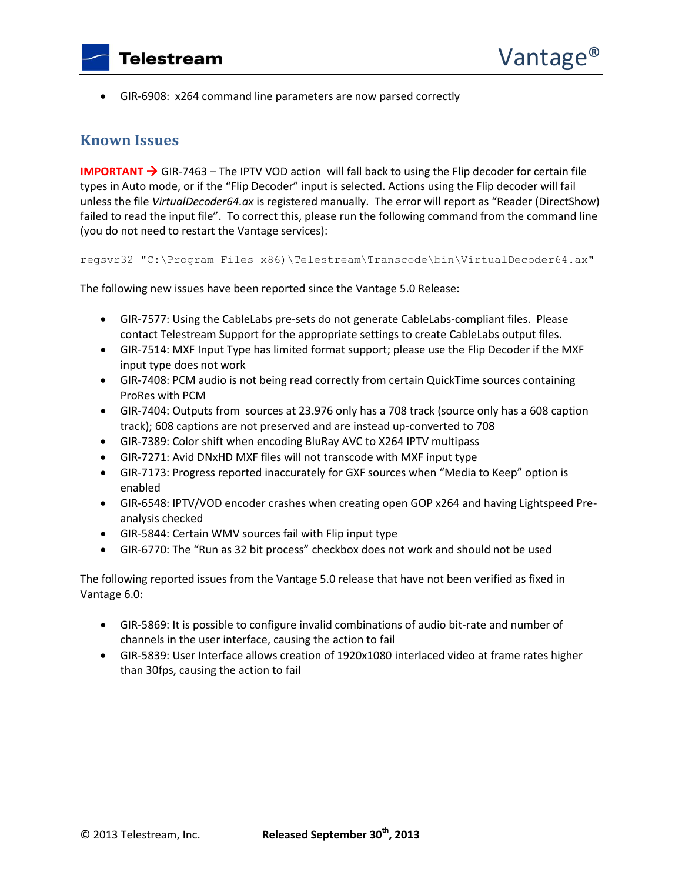- GIR-6908: x264 command line parameters are now parsed correctly

## Known Issues

**IMPORTANT →** GIR-7463 – The IPTV VOD action will fall back to using the Flip decoder for certain file types in Auto mode, or if the "Flip Decoder" input is selected. Actions using the Flip decoder will fail unless the file *VirtualDecoder64.ax* is registered manually. The error will report as "Reader (DirectShow) failed to read the input file". To correct this, please run the following command from the command line (you do not need to restart the Vantage services):

```
regsvr32 "C:\Program Files x86)\Telestream\Transcode\bin\VirtualDecoder64.ax"
```

The following new issues have been reported since the Vantage 5.0 Release:

- GIR-7577: Using the CableLabs pre-sets do not generate CableLabs-compliant files. Please contact Telestream Support for the appropriate settings to create CableLabs output files.
- GIR-7514: MXF Input Type has limited format support; please use the Flip Decoder if the MXF input type does not work
- GIR-7408: PCM audio is not being read correctly from certain QuickTime sources containing ProRes with PCM
- GIR-7404: Outputs from sources at 23.976 only has a 708 track (source only has a 608 caption track); 608 captions are not preserved and are instead up-converted to 708
- GIR-7389: Color shift when encoding BluRay AVC to X264 IPTV multipass
- GIR-7271: Avid DNxHD MXF files will not transcode with MXF input type
- GIR-7173: Progress reported inaccurately for GXF sources when "Media to Keep" option is enabled
- GIR-6548: IPTV/VOD encoder crashes when creating open GOP x264 and having Lightspeed Pre-analysis checked
- GIR-5844: Certain WMV sources fail with Flip input type
- GIR-6770: The "Run as 32 bit process" checkbox does not work and should not be used

The following reported issues from the Vantage 5.0 release that have not been verified as fixed in Vantage 6.0:

- GIR-5869: It is possible to configure invalid combinations of audio bit-rate and number of channels in the user interface, causing the action to fail
- GIR-5839: User Interface allows creation of 1920x1080 interlaced video at frame rates higher than 30fps, causing the action to fail